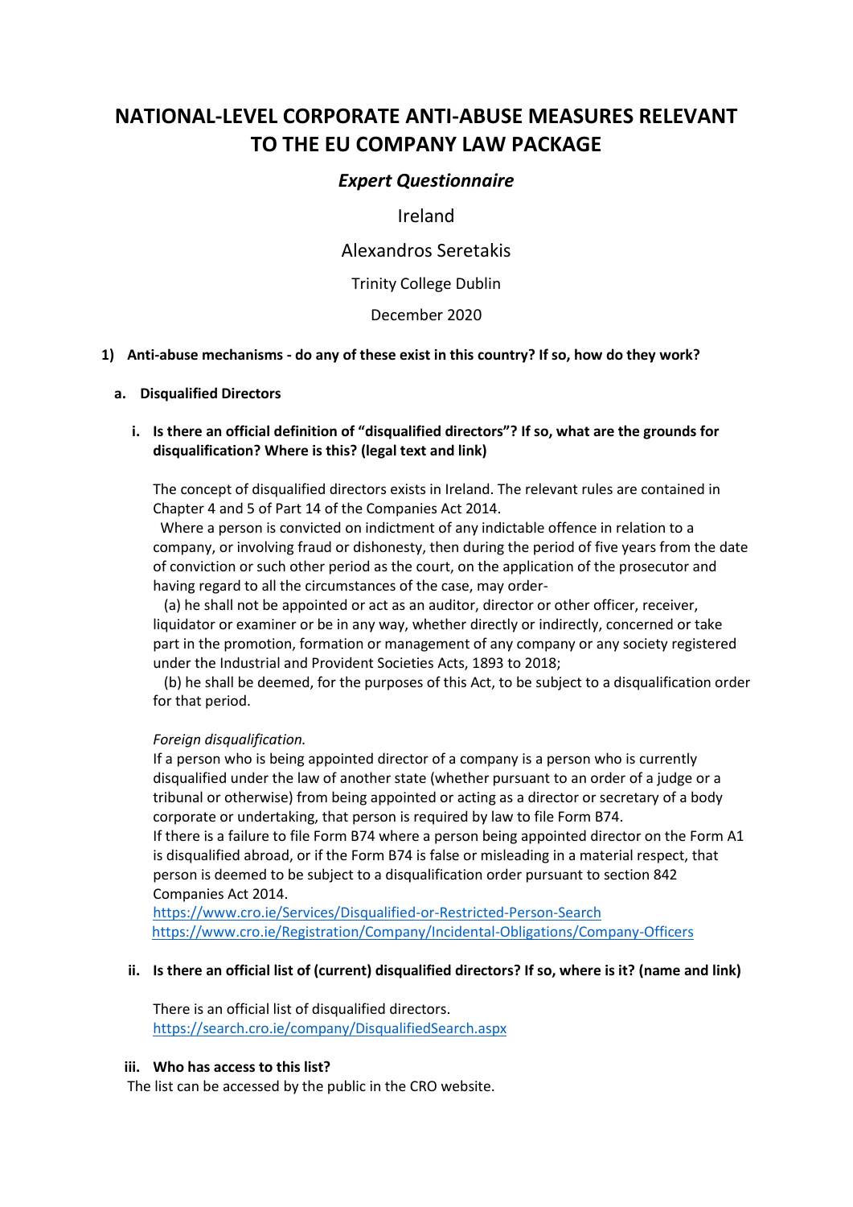# NATIONAL-LEVEL CORPORATE ANTI-ABUSE MEASURES RELEVANT TO THE EU COMPANY LAW PACKAGE

## *Expert Questionnaire*

Ireland

Alexandros Seretakis

Trinity College Dublin

December 2020

**1) Anti-abuse mechanisms - do any of these exist in this country? If so, how do they work?**

**a. Disqualified Directors**

**i. Is there an official definition of "disqualified directors"? If so, what are the grounds for disqualification? Where is this? (legal text and link)**

The concept of disqualified directors exists in Ireland. The relevant rules are contained in Chapter 4 and 5 of Part 14 of the Companies Act 2014.

Where a person is convicted on indictment of any indictable offence in relation to a company, or involving fraud or dishonesty, then during the period of five years from the date of conviction or such other period as the court, on the application of the prosecutor and having regard to all the circumstances of the case, may order-

(a) he shall not be appointed or act as an auditor, director or other officer, receiver, liquidator or examiner or be in any way, whether directly or indirectly, concerned or take part in the promotion, formation or management of any company or any society registered under the Industrial and Provident Societies Acts, 1893 to 2018;

(b) he shall be deemed, for the purposes of this Act, to be subject to a disqualification order for that period.

*Foreign disqualification.*

If a person who is being appointed director of a company is a person who is currently disqualified under the law of another state (whether pursuant to an order of a judge or a tribunal or otherwise) from being appointed or acting as a director or secretary of a body corporate or undertaking, that person is required by law to file Form B74.

If there is a failure to file Form B74 where a person being appointed director on the Form A1 is disqualified abroad, or if the Form B74 is false or misleading in a material respect, that person is deemed to be subject to a disqualification order pursuant to section 842 Companies Act 2014.

https://www.cro.ie/Services/Disqualified-or-Restricted-Person-Search

https://www.cro.ie/Registration/Company/Incidental-Obligations/Company-Officers

**ii. Is there an official list of (current) disqualified directors? If so, where is it? (name and link)**

There is an official list of disqualified directors.

https://search.cro.ie/company/DisqualifiedSearch.aspx

**iii. Who has access to this list?**

The list can be accessed by the public in the CRO website.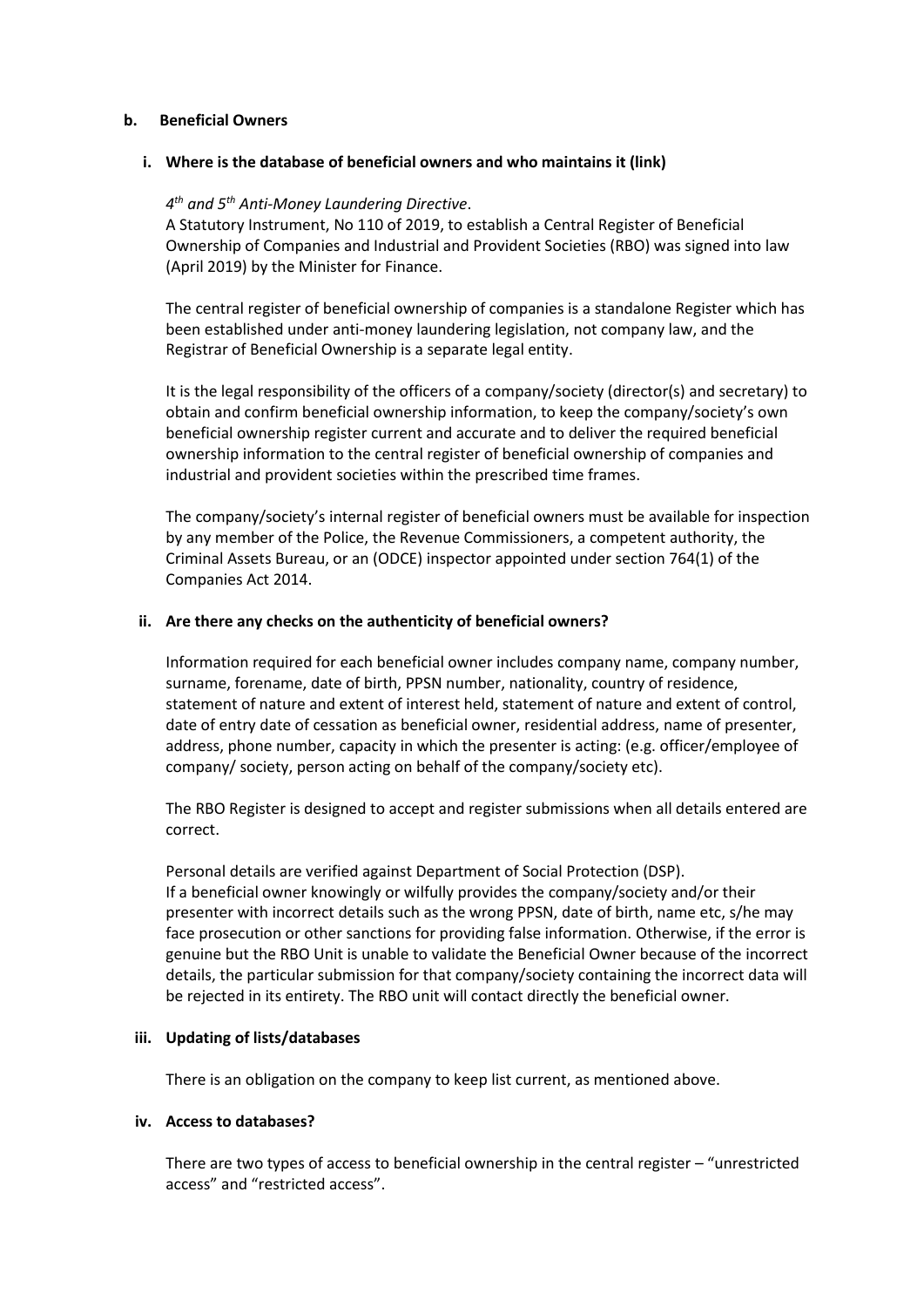## b. Beneficial Owners

### i. Where is the database of beneficial owners and who maintains it (link)

*4th and 5th Anti-Money Laundering Directive*.

A Statutory Instrument, No 110 of 2019, to establish a Central Register of Beneficial Ownership of Companies and Industrial and Provident Societies (RBO) was signed into law (April 2019) by the Minister for Finance.

The central register of beneficial ownership of companies is a standalone Register which has been established under anti-money laundering legislation, not company law, and the Registrar of Beneficial Ownership is a separate legal entity.

It is the legal responsibility of the officers of a company/society (director(s) and secretary) to obtain and confirm beneficial ownership information, to keep the company/society's own beneficial ownership register current and accurate and to deliver the required beneficial ownership information to the central register of beneficial ownership of companies and industrial and provident societies within the prescribed time frames.

The company/society's internal register of beneficial owners must be available for inspection by any member of the Police, the Revenue Commissioners, a competent authority, the Criminal Assets Bureau, or an (ODCE) inspector appointed under section 764(1) of the Companies Act 2014.

### ii. Are there any checks on the authenticity of beneficial owners?

Information required for each beneficial owner includes company name, company number, surname, forename, date of birth, PPSN number, nationality, country of residence, statement of nature and extent of interest held, statement of nature and extent of control, date of entry date of cessation as beneficial owner, residential address, name of presenter, address, phone number, capacity in which the presenter is acting: (e.g. officer/employee of company/ society, person acting on behalf of the company/society etc).

The RBO Register is designed to accept and register submissions when all details entered are correct.

Personal details are verified against Department of Social Protection (DSP).
If a beneficial owner knowingly or wilfully provides the company/society and/or their presenter with incorrect details such as the wrong PPSN, date of birth, name etc, s/he may face prosecution or other sanctions for providing false information. Otherwise, if the error is genuine but the RBO Unit is unable to validate the Beneficial Owner because of the incorrect details, the particular submission for that company/society containing the incorrect data will be rejected in its entirety. The RBO unit will contact directly the beneficial owner.

### iii. Updating of lists/databases

There is an obligation on the company to keep list current, as mentioned above.

### iv. Access to databases?

There are two types of access to beneficial ownership in the central register – "unrestricted access" and "restricted access".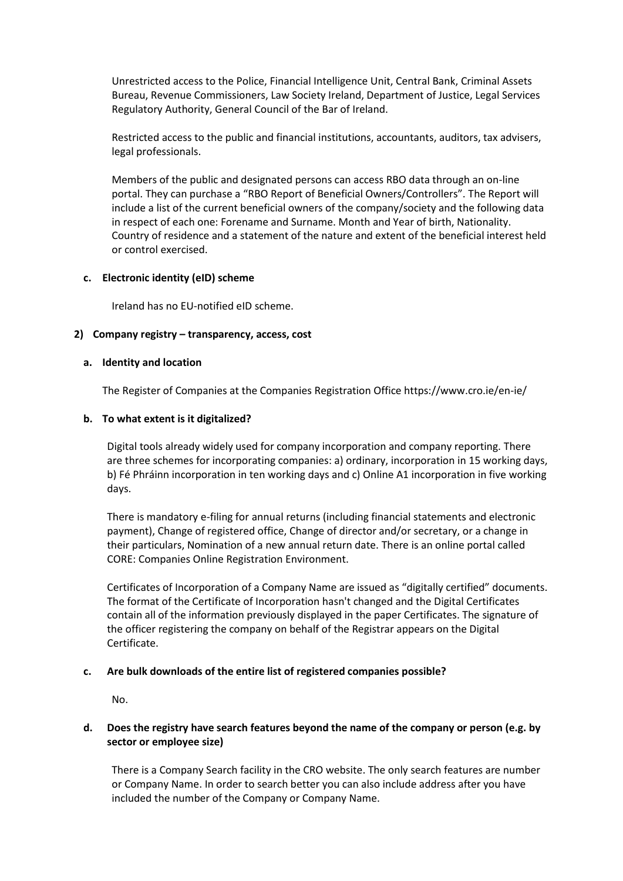Unrestricted access to the Police, Financial Intelligence Unit, Central Bank, Criminal Assets Bureau, Revenue Commissioners, Law Society Ireland, Department of Justice, Legal Services Regulatory Authority, General Council of the Bar of Ireland.

Restricted access to the public and financial institutions, accountants, auditors, tax advisers, legal professionals.

Members of the public and designated persons can access RBO data through an on-line portal. They can purchase a "RBO Report of Beneficial Owners/Controllers". The Report will include a list of the current beneficial owners of the company/society and the following data in respect of each one: Forename and Surname. Month and Year of birth, Nationality. Country of residence and a statement of the nature and extent of the beneficial interest held or control exercised.

**c. Electronic identity (eID) scheme**

Ireland has no EU-notified eID scheme.

**2) Company registry – transparency, access, cost**

**a. Identity and location**

The Register of Companies at the Companies Registration Office https://www.cro.ie/en-ie/

**b. To what extent is it digitalized?**

Digital tools already widely used for company incorporation and company reporting. There are three schemes for incorporating companies: a) ordinary, incorporation in 15 working days, b) Fé Phráinn incorporation in ten working days and c) Online A1 incorporation in five working days.

There is mandatory e-filing for annual returns (including financial statements and electronic payment), Change of registered office, Change of director and/or secretary, or a change in their particulars, Nomination of a new annual return date. There is an online portal called CORE: Companies Online Registration Environment.

Certificates of Incorporation of a Company Name are issued as "digitally certified" documents. The format of the Certificate of Incorporation hasn't changed and the Digital Certificates contain all of the information previously displayed in the paper Certificates. The signature of the officer registering the company on behalf of the Registrar appears on the Digital Certificate.

**c. Are bulk downloads of the entire list of registered companies possible?**

No.

**d. Does the registry have search features beyond the name of the company or person (e.g. by sector or employee size)**

There is a Company Search facility in the CRO website. The only search features are number or Company Name. In order to search better you can also include address after you have included the number of the Company or Company Name.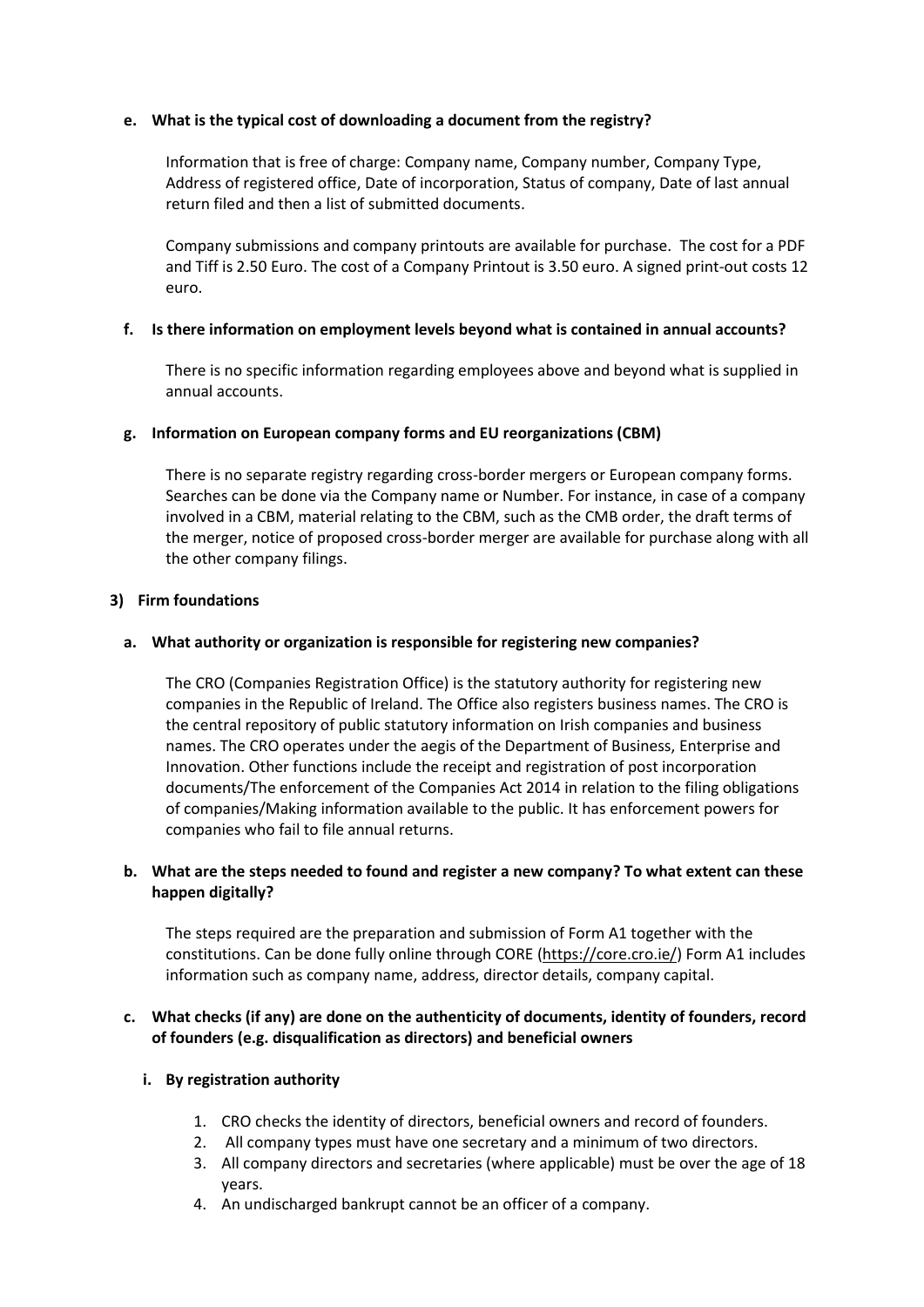**e. What is the typical cost of downloading a document from the registry?**

Information that is free of charge: Company name, Company number, Company Type, Address of registered office, Date of incorporation, Status of company, Date of last annual return filed and then a list of submitted documents.

Company submissions and company printouts are available for purchase. The cost for a PDF and Tiff is 2.50 Euro. The cost of a Company Printout is 3.50 euro. A signed print-out costs 12 euro.

**f. Is there information on employment levels beyond what is contained in annual accounts?**

There is no specific information regarding employees above and beyond what is supplied in annual accounts.

**g. Information on European company forms and EU reorganizations (CBM)**

There is no separate registry regarding cross-border mergers or European company forms. Searches can be done via the Company name or Number. For instance, in case of a company involved in a CBM, material relating to the CBM, such as the CMB order, the draft terms of the merger, notice of proposed cross-border merger are available for purchase along with all the other company filings.

## 3) Firm foundations

**a. What authority or organization is responsible for registering new companies?**

The CRO (Companies Registration Office) is the statutory authority for registering new companies in the Republic of Ireland. The Office also registers business names. The CRO is the central repository of public statutory information on Irish companies and business names. The CRO operates under the aegis of the Department of Business, Enterprise and Innovation. Other functions include the receipt and registration of post incorporation documents/The enforcement of the Companies Act 2014 in relation to the filing obligations of companies/Making information available to the public. It has enforcement powers for companies who fail to file annual returns.

**b. What are the steps needed to found and register a new company? To what extent can these happen digitally?**

The steps required are the preparation and submission of Form A1 together with the constitutions. Can be done fully online through CORE (https://core.cro.ie/) Form A1 includes information such as company name, address, director details, company capital.

**c. What checks (if any) are done on the authenticity of documents, identity of founders, record of founders (e.g. disqualification as directors) and beneficial owners**

**i. By registration authority**

1. CRO checks the identity of directors, beneficial owners and record of founders.
2. All company types must have one secretary and a minimum of two directors.
3. All company directors and secretaries (where applicable) must be over the age of 18 years.
4. An undischarged bankrupt cannot be an officer of a company.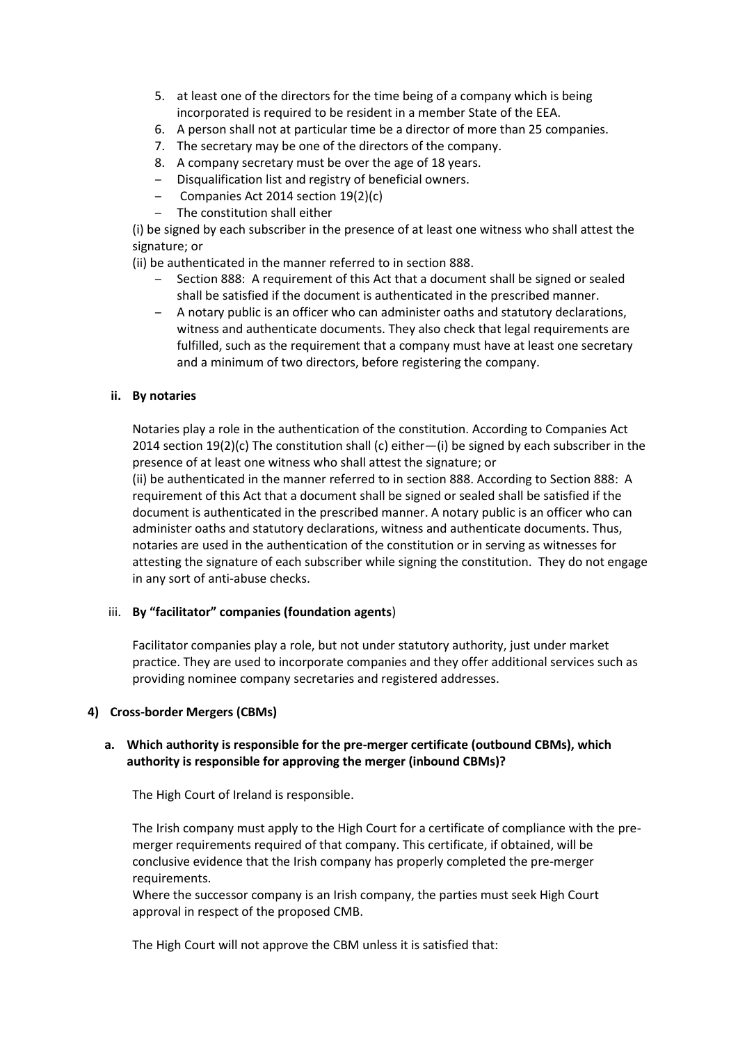5. at least one of the directors for the time being of a company which is being incorporated is required to be resident in a member State of the EEA.
6. A person shall not at particular time be a director of more than 25 companies.
7. The secretary may be one of the directors of the company.
8. A company secretary must be over the age of 18 years.

- Disqualification list and registry of beneficial owners.
- Companies Act 2014 section 19(2)(c)
- The constitution shall either

(i) be signed by each subscriber in the presence of at least one witness who shall attest the signature; or

(ii) be authenticated in the manner referred to in section 888.

- Section 888: A requirement of this Act that a document shall be signed or sealed shall be satisfied if the document is authenticated in the prescribed manner.
- A notary public is an officer who can administer oaths and statutory declarations, witness and authenticate documents. They also check that legal requirements are fulfilled, such as the requirement that a company must have at least one secretary and a minimum of two directors, before registering the company.

**ii. By notaries**

Notaries play a role in the authentication of the constitution. According to Companies Act 2014 section 19(2)(c) The constitution shall (c) either—(i) be signed by each subscriber in the presence of at least one witness who shall attest the signature; or

(ii) be authenticated in the manner referred to in section 888. According to Section 888: A requirement of this Act that a document shall be signed or sealed shall be satisfied if the document is authenticated in the prescribed manner. A notary public is an officer who can administer oaths and statutory declarations, witness and authenticate documents. Thus, notaries are used in the authentication of the constitution or in serving as witnesses for attesting the signature of each subscriber while signing the constitution. They do not engage in any sort of anti-abuse checks.

iii. **By "facilitator" companies (foundation agents**)

Facilitator companies play a role, but not under statutory authority, just under market practice. They are used to incorporate companies and they offer additional services such as providing nominee company secretaries and registered addresses.

**4) Cross-border Mergers (CBMs)**

**a. Which authority is responsible for the pre-merger certificate (outbound CBMs), which authority is responsible for approving the merger (inbound CBMs)?**

The High Court of Ireland is responsible.

The Irish company must apply to the High Court for a certificate of compliance with the pre-merger requirements required of that company. This certificate, if obtained, will be conclusive evidence that the Irish company has properly completed the pre-merger requirements.

Where the successor company is an Irish company, the parties must seek High Court approval in respect of the proposed CMB.

The High Court will not approve the CBM unless it is satisfied that: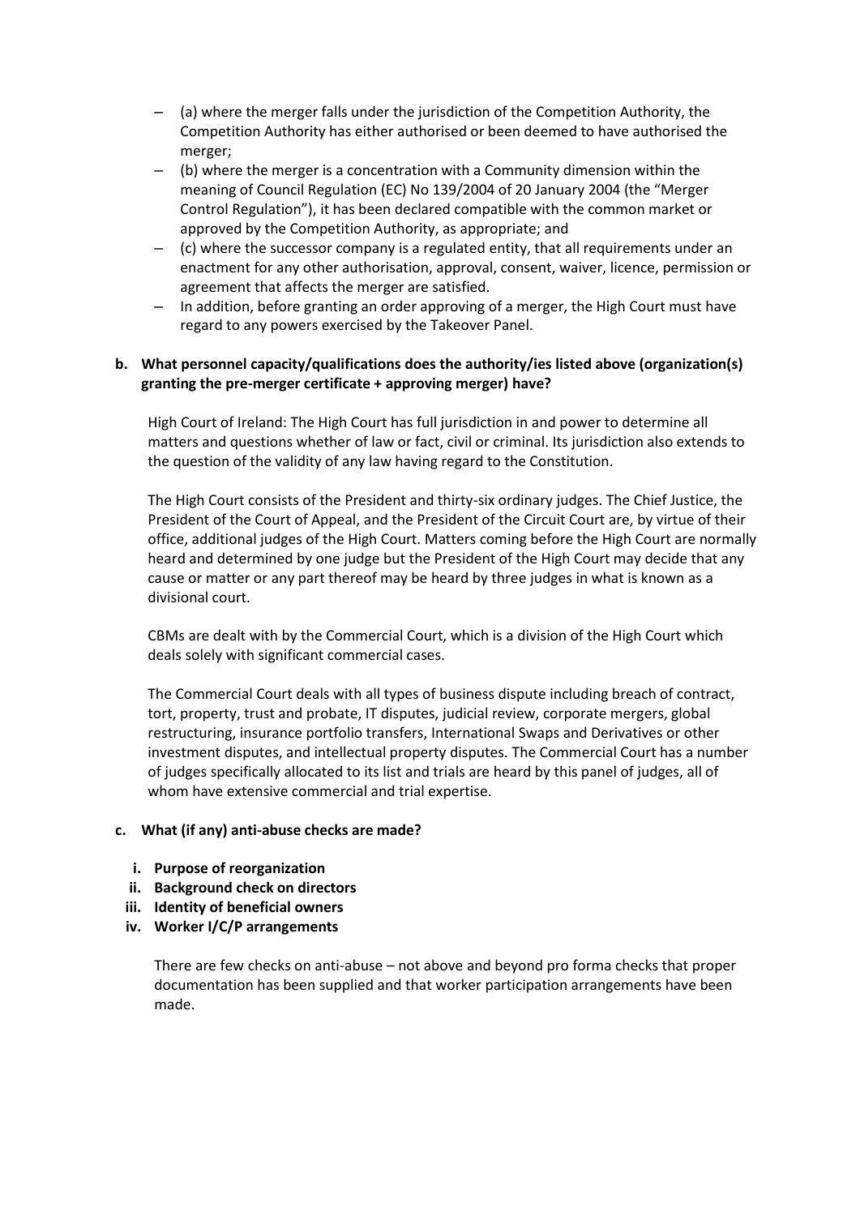– (a) where the merger falls under the jurisdiction of the Competition Authority, the Competition Authority has either authorised or been deemed to have authorised the merger;
– (b) where the merger is a concentration with a Community dimension within the meaning of Council Regulation (EC) No 139/2004 of 20 January 2004 (the "Merger Control Regulation"), it has been declared compatible with the common market or approved by the Competition Authority, as appropriate; and
– (c) where the successor company is a regulated entity, that all requirements under an enactment for any other authorisation, approval, consent, waiver, licence, permission or agreement that affects the merger are satisfied.
– In addition, before granting an order approving of a merger, the High Court must have regard to any powers exercised by the Takeover Panel.

**b. What personnel capacity/qualifications does the authority/ies listed above (organization(s) granting the pre-merger certificate + approving merger) have?**

High Court of Ireland: The High Court has full jurisdiction in and power to determine all matters and questions whether of law or fact, civil or criminal. Its jurisdiction also extends to the question of the validity of any law having regard to the Constitution.

The High Court consists of the President and thirty-six ordinary judges. The Chief Justice, the President of the Court of Appeal, and the President of the Circuit Court are, by virtue of their office, additional judges of the High Court. Matters coming before the High Court are normally heard and determined by one judge but the President of the High Court may decide that any cause or matter or any part thereof may be heard by three judges in what is known as a divisional court.

CBMs are dealt with by the Commercial Court, which is a division of the High Court which deals solely with significant commercial cases.

The Commercial Court deals with all types of business dispute including breach of contract, tort, property, trust and probate, IT disputes, judicial review, corporate mergers, global restructuring, insurance portfolio transfers, International Swaps and Derivatives or other investment disputes, and intellectual property disputes. The Commercial Court has a number of judges specifically allocated to its list and trials are heard by this panel of judges, all of whom have extensive commercial and trial expertise.

**c. What (if any) anti-abuse checks are made?**

i. **Purpose of reorganization**
ii. **Background check on directors**
iii. **Identity of beneficial owners**
iv. **Worker I/C/P arrangements**

There are few checks on anti-abuse – not above and beyond pro forma checks that proper documentation has been supplied and that worker participation arrangements have been made.